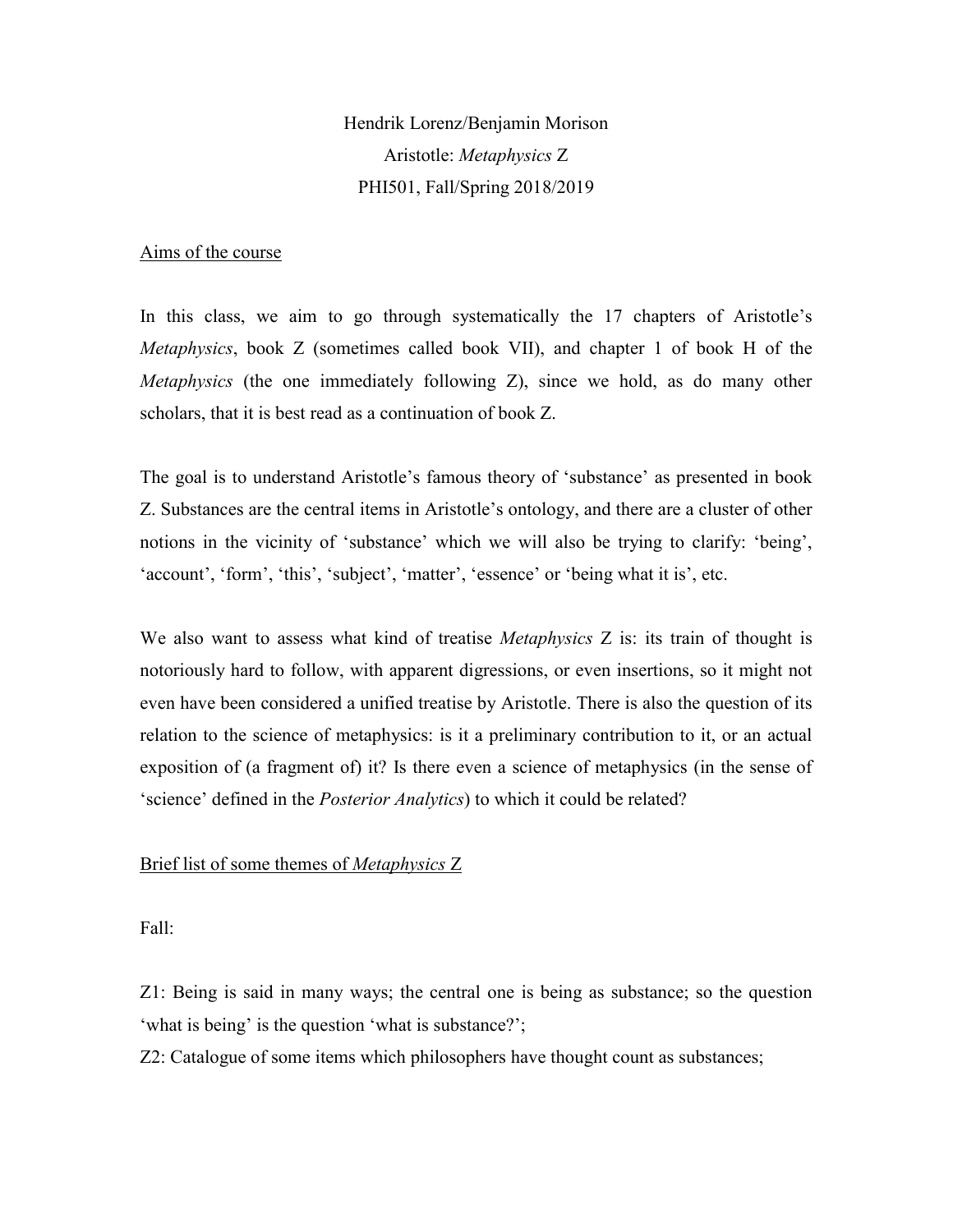Hendrik Lorenz/Benjamin Morison

Aristotle: *Metaphysics* Z

PHI501, Fall/Spring 2018/2019

## Aims of the course

In this class, we aim to go through systematically the 17 chapters of Aristotle's *Metaphysics*, book Z (sometimes called book VII), and chapter 1 of book H of the *Metaphysics* (the one immediately following Z), since we hold, as do many other scholars, that it is best read as a continuation of book Z.

The goal is to understand Aristotle's famous theory of 'substance' as presented in book Z. Substances are the central items in Aristotle's ontology, and there are a cluster of other notions in the vicinity of 'substance' which we will also be trying to clarify: 'being', 'account', 'form', 'this', 'subject', 'matter', 'essence' or 'being what it is', etc.

We also want to assess what kind of treatise *Metaphysics* Z is: its train of thought is notoriously hard to follow, with apparent digressions, or even insertions, so it might not even have been considered a unified treatise by Aristotle. There is also the question of its relation to the science of metaphysics: is it a preliminary contribution to it, or an actual exposition of (a fragment of) it? Is there even a science of metaphysics (in the sense of 'science' defined in the *Posterior Analytics*) to which it could be related?

## Brief list of some themes of *Metaphysics* Z

Fall:

Z1: Being is said in many ways; the central one is being as substance; so the question 'what is being' is the question 'what is substance?';

Z2: Catalogue of some items which philosophers have thought count as substances;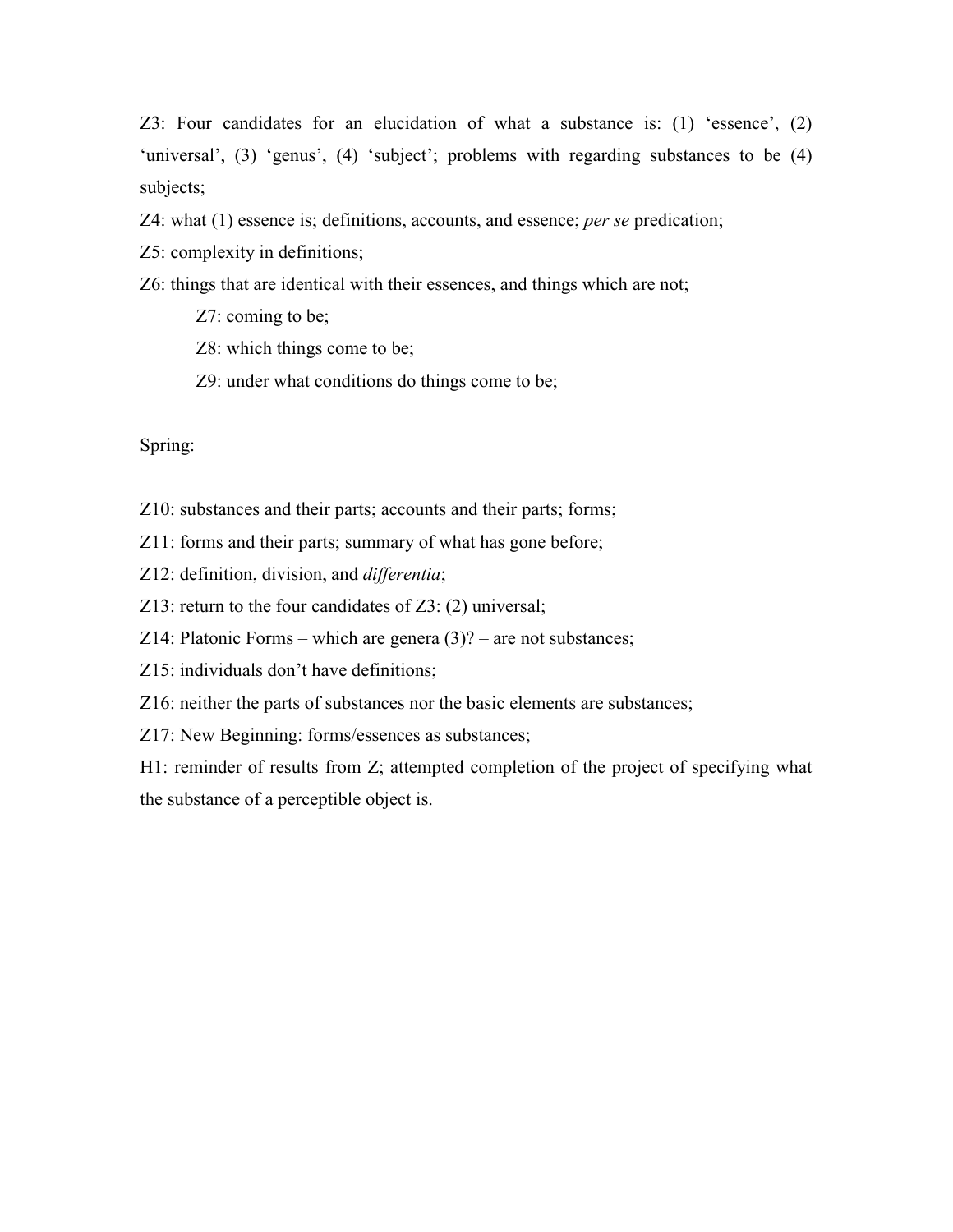Z3: Four candidates for an elucidation of what a substance is: (1) 'essence', (2) 'universal', (3) 'genus', (4) 'subject'; problems with regarding substances to be (4) subjects;

Z4: what (1) essence is; definitions, accounts, and essence; *per se* predication;

Z5: complexity in definitions;

Z6: things that are identical with their essences, and things which are not;

> Z7: coming to be;
>
> Z8: which things come to be;
>
> Z9: under what conditions do things come to be;

Spring:

Z10: substances and their parts; accounts and their parts; forms;

Z11: forms and their parts; summary of what has gone before;

Z12: definition, division, and *differentia*;

Z13: return to the four candidates of Z3: (2) universal;

Z14: Platonic Forms – which are genera (3)? – are not substances;

Z15: individuals don't have definitions;

Z16: neither the parts of substances nor the basic elements are substances;

Z17: New Beginning: forms/essences as substances;

H1: reminder of results from Z; attempted completion of the project of specifying what the substance of a perceptible object is.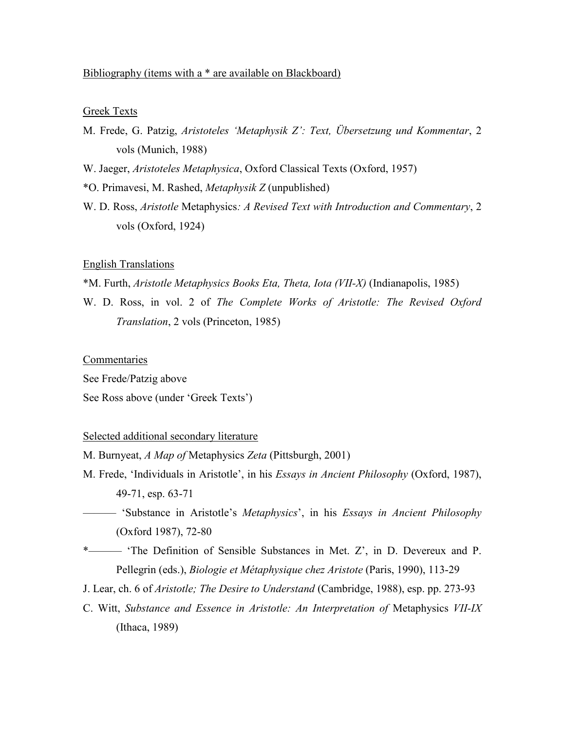Bibliography (items with a * are available on Blackboard)

Greek Texts

M. Frede, G. Patzig, *Aristoteles 'Metaphysik Z': Text, Übersetzung und Kommentar*, 2 vols (Munich, 1988)

W. Jaeger, *Aristoteles Metaphysica*, Oxford Classical Texts (Oxford, 1957)

*O. Primavesi, M. Rashed, *Metaphysik Z* (unpublished)

W. D. Ross, *Aristotle* Metaphysics*: A Revised Text with Introduction and Commentary*, 2 vols (Oxford, 1924)

English Translations

*M. Furth, *Aristotle Metaphysics Books Eta, Theta, Iota (VII-X)* (Indianapolis, 1985)

W. D. Ross, in vol. 2 of *The Complete Works of Aristotle: The Revised Oxford Translation*, 2 vols (Princeton, 1985)

Commentaries

See Frede/Patzig above

See Ross above (under 'Greek Texts')

Selected additional secondary literature

M. Burnyeat, *A Map of* Metaphysics *Zeta* (Pittsburgh, 2001)

M. Frede, 'Individuals in Aristotle', in his *Essays in Ancient Philosophy* (Oxford, 1987), 49-71, esp. 63-71

——— 'Substance in Aristotle's *Metaphysics*', in his *Essays in Ancient Philosophy* (Oxford 1987), 72-80

*——— 'The Definition of Sensible Substances in Met. Z', in D. Devereux and P. Pellegrin (eds.), *Biologie et Métaphysique chez Aristote* (Paris, 1990), 113-29

J. Lear, ch. 6 of *Aristotle; The Desire to Understand* (Cambridge, 1988), esp. pp. 273-93

C. Witt, *Substance and Essence in Aristotle: An Interpretation of* Metaphysics *VII-IX* (Ithaca, 1989)